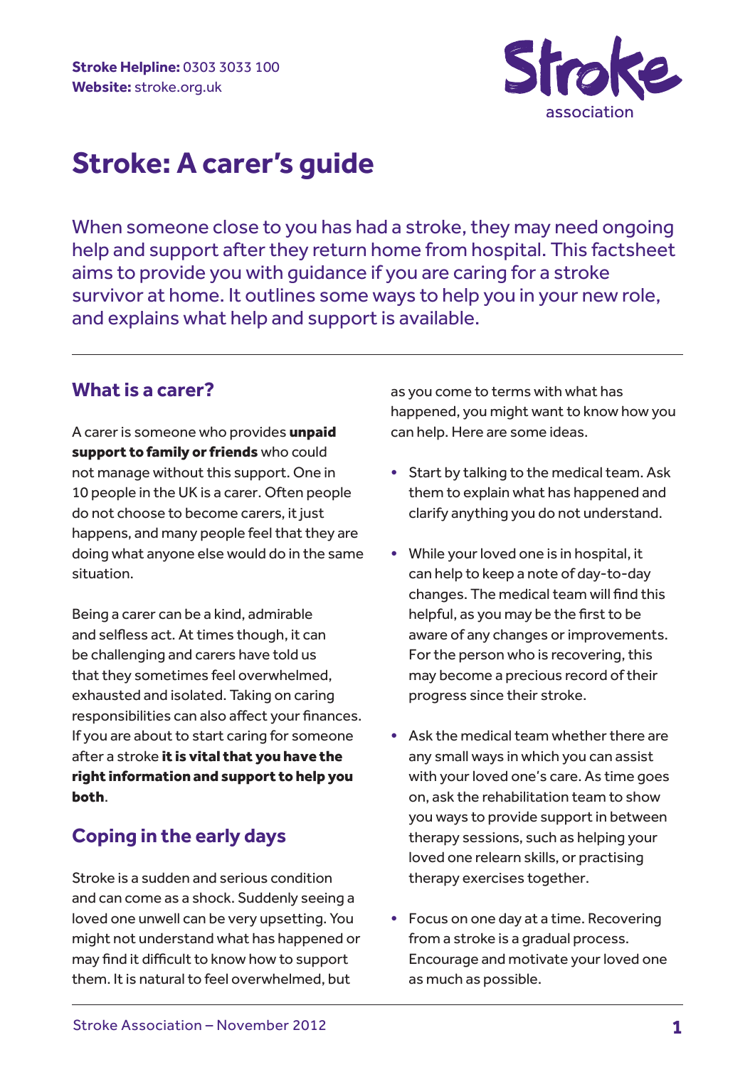**Stroke Helpline:** 0303 3033 100
**Website:** stroke.org.uk

# Stroke: A carer's guide

When someone close to you has had a stroke, they may need ongoing help and support after they return home from hospital. This factsheet aims to provide you with guidance if you are caring for a stroke survivor at home. It outlines some ways to help you in your new role, and explains what help and support is available.

## What is a carer?

A carer is someone who provides **unpaid support to family or friends** who could not manage without this support. One in 10 people in the UK is a carer. Often people do not choose to become carers, it just happens, and many people feel that they are doing what anyone else would do in the same situation.

Being a carer can be a kind, admirable and selfless act. At times though, it can be challenging and carers have told us that they sometimes feel overwhelmed, exhausted and isolated. Taking on caring responsibilities can also affect your finances. If you are about to start caring for someone after a stroke **it is vital that you have the right information and support to help you both**.

## Coping in the early days

Stroke is a sudden and serious condition and can come as a shock. Suddenly seeing a loved one unwell can be very upsetting. You might not understand what has happened or may find it difficult to know how to support them. It is natural to feel overwhelmed, but as you come to terms with what has happened, you might want to know how you can help. Here are some ideas.

- Start by talking to the medical team. Ask them to explain what has happened and clarify anything you do not understand.
- While your loved one is in hospital, it can help to keep a note of day-to-day changes. The medical team will find this helpful, as you may be the first to be aware of any changes or improvements. For the person who is recovering, this may become a precious record of their progress since their stroke.
- Ask the medical team whether there are any small ways in which you can assist with your loved one's care. As time goes on, ask the rehabilitation team to show you ways to provide support in between therapy sessions, such as helping your loved one relearn skills, or practising therapy exercises together.
- Focus on one day at a time. Recovering from a stroke is a gradual process. Encourage and motivate your loved one as much as possible.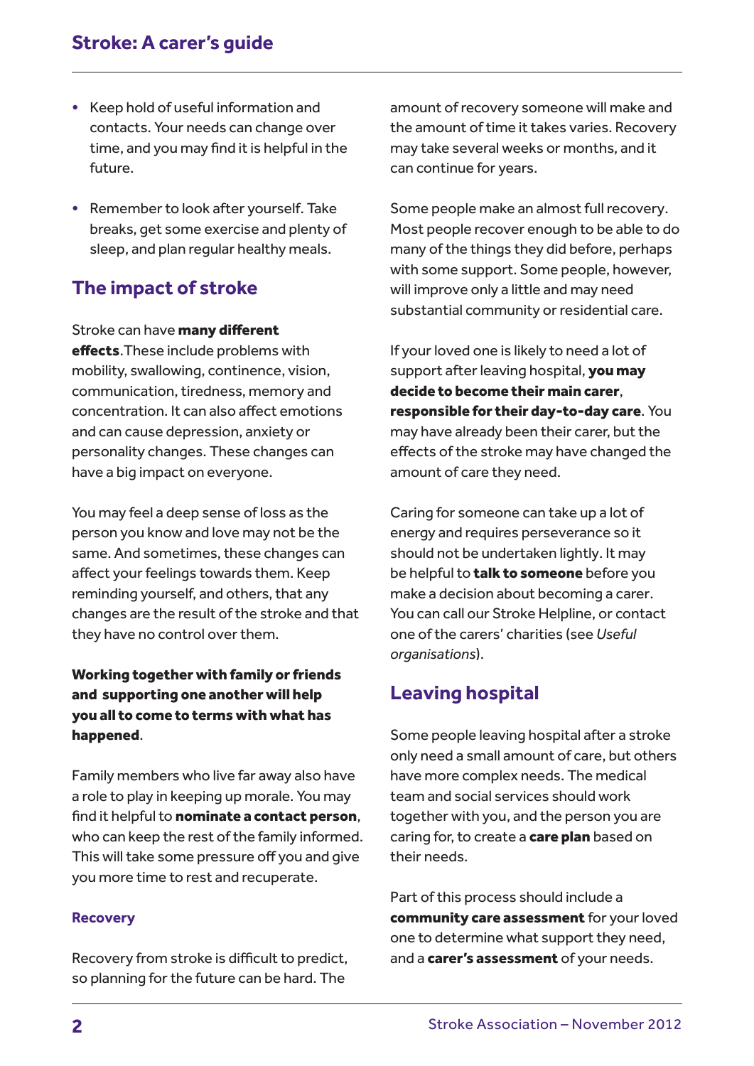- Keep hold of useful information and contacts. Your needs can change over time, and you may find it is helpful in the future.
- Remember to look after yourself. Take breaks, get some exercise and plenty of sleep, and plan regular healthy meals.

## The impact of stroke

Stroke can have **many different effects**.These include problems with mobility, swallowing, continence, vision, communication, tiredness, memory and concentration. It can also affect emotions and can cause depression, anxiety or personality changes. These changes can have a big impact on everyone.

You may feel a deep sense of loss as the person you know and love may not be the same. And sometimes, these changes can affect your feelings towards them. Keep reminding yourself, and others, that any changes are the result of the stroke and that they have no control over them.

**Working together with family or friends and supporting one another will help you all to come to terms with what has happened**.

Family members who live far away also have a role to play in keeping up morale. You may find it helpful to **nominate a contact person**, who can keep the rest of the family informed. This will take some pressure off you and give you more time to rest and recuperate.

### Recovery

Recovery from stroke is difficult to predict, so planning for the future can be hard. The amount of recovery someone will make and the amount of time it takes varies. Recovery may take several weeks or months, and it can continue for years.

Some people make an almost full recovery. Most people recover enough to be able to do many of the things they did before, perhaps with some support. Some people, however, will improve only a little and may need substantial community or residential care.

If your loved one is likely to need a lot of support after leaving hospital, **you may decide to become their main carer**, **responsible for their day-to-day care**. You may have already been their carer, but the effects of the stroke may have changed the amount of care they need.

Caring for someone can take up a lot of energy and requires perseverance so it should not be undertaken lightly. It may be helpful to **talk to someone** before you make a decision about becoming a carer. You can call our Stroke Helpline, or contact one of the carers' charities (see *Useful organisations*).

## Leaving hospital

Some people leaving hospital after a stroke only need a small amount of care, but others have more complex needs. The medical team and social services should work together with you, and the person you are caring for, to create a **care plan** based on their needs.

Part of this process should include a **community care assessment** for your loved one to determine what support they need, and a **carer's assessment** of your needs.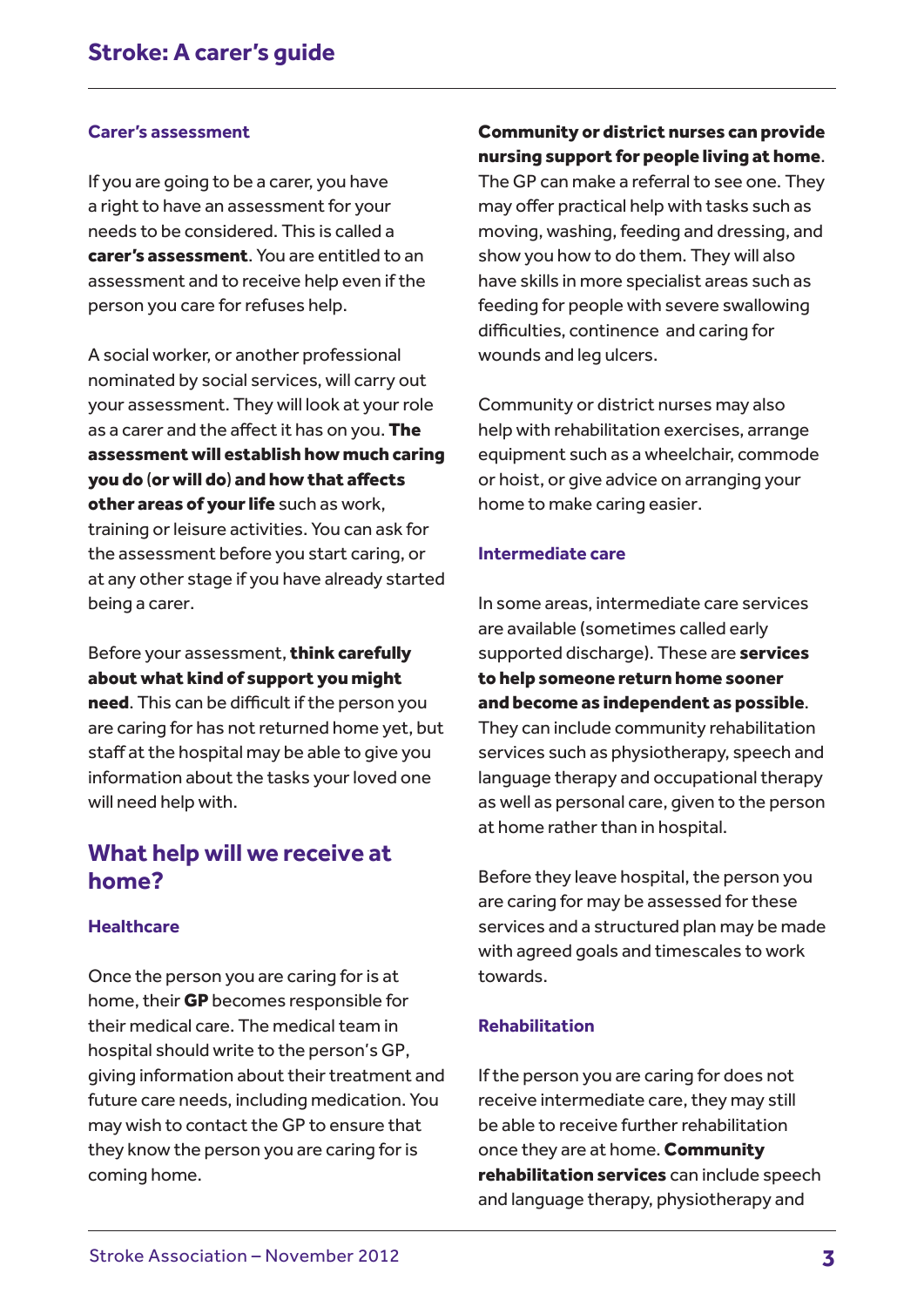### Carer's assessment

If you are going to be a carer, you have a right to have an assessment for your needs to be considered. This is called a **carer's assessment**. You are entitled to an assessment and to receive help even if the person you care for refuses help.

A social worker, or another professional nominated by social services, will carry out your assessment. They will look at your role as a carer and the affect it has on you. **The assessment will establish how much caring you do (or will do) and how that affects other areas of your life** such as work, training or leisure activities. You can ask for the assessment before you start caring, or at any other stage if you have already started being a carer.

Before your assessment, **think carefully about what kind of support you might need**. This can be difficult if the person you are caring for has not returned home yet, but staff at the hospital may be able to give you information about the tasks your loved one will need help with.

## What help will we receive at home?

### Healthcare

Once the person you are caring for is at home, their **GP** becomes responsible for their medical care. The medical team in hospital should write to the person's GP, giving information about their treatment and future care needs, including medication. You may wish to contact the GP to ensure that they know the person you are caring for is coming home.

**Community or district nurses can provide nursing support for people living at home**. The GP can make a referral to see one. They may offer practical help with tasks such as moving, washing, feeding and dressing, and show you how to do them. They will also have skills in more specialist areas such as feeding for people with severe swallowing difficulties, continence and caring for wounds and leg ulcers.

Community or district nurses may also help with rehabilitation exercises, arrange equipment such as a wheelchair, commode or hoist, or give advice on arranging your home to make caring easier.

### Intermediate care

In some areas, intermediate care services are available (sometimes called early supported discharge). These are **services to help someone return home sooner and become as independent as possible**. They can include community rehabilitation services such as physiotherapy, speech and language therapy and occupational therapy as well as personal care, given to the person at home rather than in hospital.

Before they leave hospital, the person you are caring for may be assessed for these services and a structured plan may be made with agreed goals and timescales to work towards.

### Rehabilitation

If the person you are caring for does not receive intermediate care, they may still be able to receive further rehabilitation once they are at home. **Community rehabilitation services** can include speech and language therapy, physiotherapy and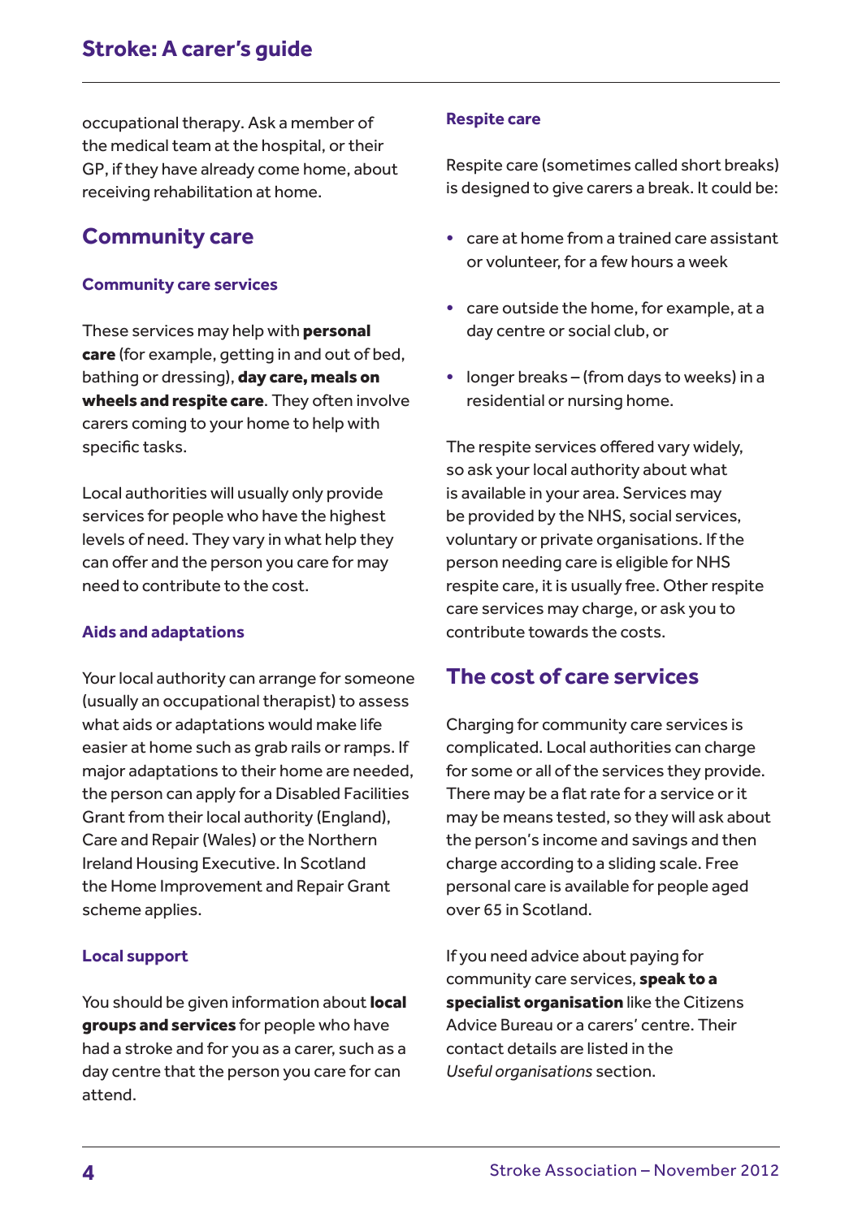occupational therapy. Ask a member of the medical team at the hospital, or their GP, if they have already come home, about receiving rehabilitation at home.

## Community care

### Community care services

These services may help with **personal care** (for example, getting in and out of bed, bathing or dressing), **day care, meals on wheels and respite care**. They often involve carers coming to your home to help with specific tasks.

Local authorities will usually only provide services for people who have the highest levels of need. They vary in what help they can offer and the person you care for may need to contribute to the cost.

### Aids and adaptations

Your local authority can arrange for someone (usually an occupational therapist) to assess what aids or adaptations would make life easier at home such as grab rails or ramps. If major adaptations to their home are needed, the person can apply for a Disabled Facilities Grant from their local authority (England), Care and Repair (Wales) or the Northern Ireland Housing Executive. In Scotland the Home Improvement and Repair Grant scheme applies.

### Local support

You should be given information about **local groups and services** for people who have had a stroke and for you as a carer, such as a day centre that the person you care for can attend.

### Respite care

Respite care (sometimes called short breaks) is designed to give carers a break. It could be:

- care at home from a trained care assistant or volunteer, for a few hours a week
- care outside the home, for example, at a day centre or social club, or
- longer breaks – (from days to weeks) in a residential or nursing home.

The respite services offered vary widely, so ask your local authority about what is available in your area. Services may be provided by the NHS, social services, voluntary or private organisations. If the person needing care is eligible for NHS respite care, it is usually free. Other respite care services may charge, or ask you to contribute towards the costs.

## The cost of care services

Charging for community care services is complicated. Local authorities can charge for some or all of the services they provide. There may be a flat rate for a service or it may be means tested, so they will ask about the person's income and savings and then charge according to a sliding scale. Free personal care is available for people aged over 65 in Scotland.

If you need advice about paying for community care services, **speak to a specialist organisation** like the Citizens Advice Bureau or a carers' centre. Their contact details are listed in the *Useful organisations* section.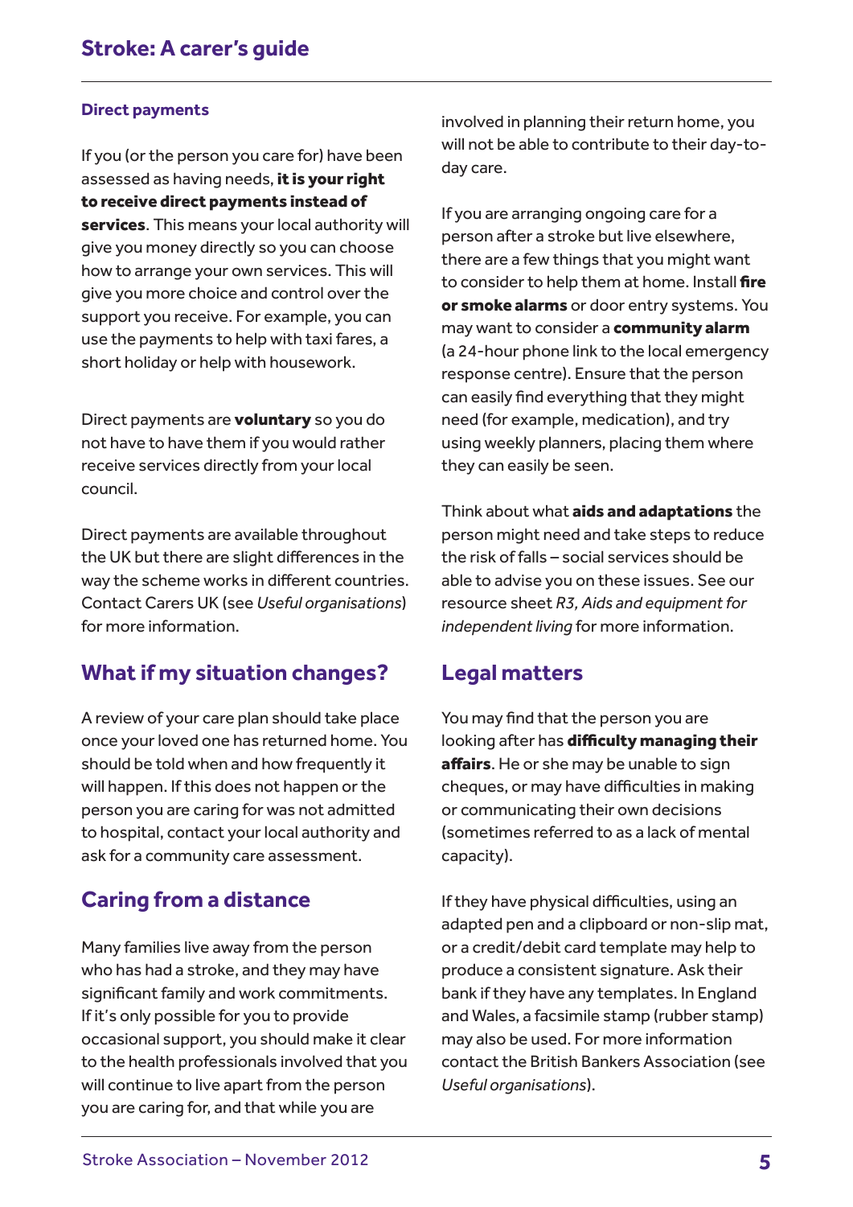### Direct payments

If you (or the person you care for) have been assessed as having needs, **it is your right to receive direct payments instead of services**. This means your local authority will give you money directly so you can choose how to arrange your own services. This will give you more choice and control over the support you receive. For example, you can use the payments to help with taxi fares, a short holiday or help with housework.

Direct payments are **voluntary** so you do not have to have them if you would rather receive services directly from your local council.

Direct payments are available throughout the UK but there are slight differences in the way the scheme works in different countries. Contact Carers UK (see *Useful organisations*) for more information.

## What if my situation changes?

A review of your care plan should take place once your loved one has returned home. You should be told when and how frequently it will happen. If this does not happen or the person you are caring for was not admitted to hospital, contact your local authority and ask for a community care assessment.

## Caring from a distance

Many families live away from the person who has had a stroke, and they may have significant family and work commitments. If it's only possible for you to provide occasional support, you should make it clear to the health professionals involved that you will continue to live apart from the person you are caring for, and that while you are involved in planning their return home, you will not be able to contribute to their day-to-day care.

If you are arranging ongoing care for a person after a stroke but live elsewhere, there are a few things that you might want to consider to help them at home. Install **fire or smoke alarms** or door entry systems. You may want to consider a **community alarm** (a 24-hour phone link to the local emergency response centre). Ensure that the person can easily find everything that they might need (for example, medication), and try using weekly planners, placing them where they can easily be seen.

Think about what **aids and adaptations** the person might need and take steps to reduce the risk of falls – social services should be able to advise you on these issues. See our resource sheet *R3, Aids and equipment for independent living* for more information.

## Legal matters

You may find that the person you are looking after has **difficulty managing their affairs**. He or she may be unable to sign cheques, or may have difficulties in making or communicating their own decisions (sometimes referred to as a lack of mental capacity).

If they have physical difficulties, using an adapted pen and a clipboard or non-slip mat, or a credit/debit card template may help to produce a consistent signature. Ask their bank if they have any templates. In England and Wales, a facsimile stamp (rubber stamp) may also be used. For more information contact the British Bankers Association (see *Useful organisations*).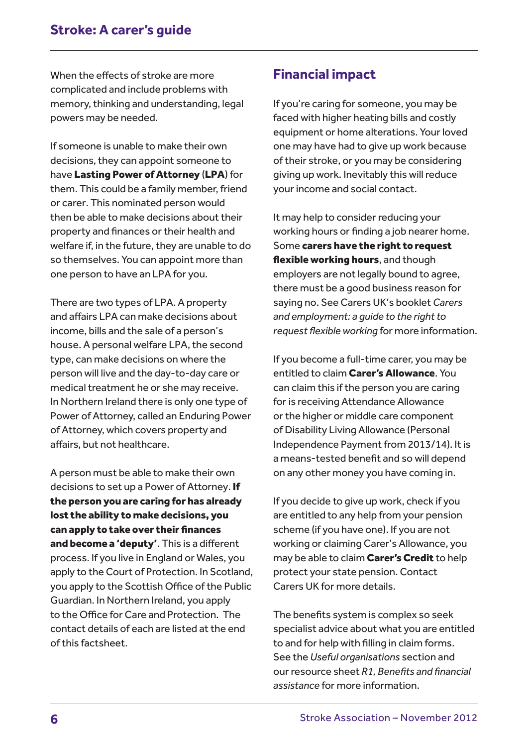When the effects of stroke are more complicated and include problems with memory, thinking and understanding, legal powers may be needed.

If someone is unable to make their own decisions, they can appoint someone to have **Lasting Power of Attorney** (**LPA**) for them. This could be a family member, friend or carer. This nominated person would then be able to make decisions about their property and finances or their health and welfare if, in the future, they are unable to do so themselves. You can appoint more than one person to have an LPA for you.

There are two types of LPA. A property and affairs LPA can make decisions about income, bills and the sale of a person's house. A personal welfare LPA, the second type, can make decisions on where the person will live and the day-to-day care or medical treatment he or she may receive. In Northern Ireland there is only one type of Power of Attorney, called an Enduring Power of Attorney, which covers property and affairs, but not healthcare.

A person must be able to make their own decisions to set up a Power of Attorney. **If the person you are caring for has already lost the ability to make decisions, you can apply to take over their finances and become a 'deputy'**. This is a different process. If you live in England or Wales, you apply to the Court of Protection. In Scotland, you apply to the Scottish Office of the Public Guardian. In Northern Ireland, you apply to the Office for Care and Protection. The contact details of each are listed at the end of this factsheet.

## Financial impact

If you're caring for someone, you may be faced with higher heating bills and costly equipment or home alterations. Your loved one may have had to give up work because of their stroke, or you may be considering giving up work. Inevitably this will reduce your income and social contact.

It may help to consider reducing your working hours or finding a job nearer home. Some **carers have the right to request flexible working hours**, and though employers are not legally bound to agree, there must be a good business reason for saying no. See Carers UK's booklet *Carers and employment: a guide to the right to request flexible working* for more information.

If you become a full-time carer, you may be entitled to claim **Carer's Allowance**. You can claim this if the person you are caring for is receiving Attendance Allowance or the higher or middle care component of Disability Living Allowance (Personal Independence Payment from 2013/14). It is a means-tested benefit and so will depend on any other money you have coming in.

If you decide to give up work, check if you are entitled to any help from your pension scheme (if you have one). If you are not working or claiming Carer's Allowance, you may be able to claim **Carer's Credit** to help protect your state pension. Contact Carers UK for more details.

The benefits system is complex so seek specialist advice about what you are entitled to and for help with filling in claim forms. See the *Useful organisations* section and our resource sheet *R1, Benefits and financial assistance* for more information.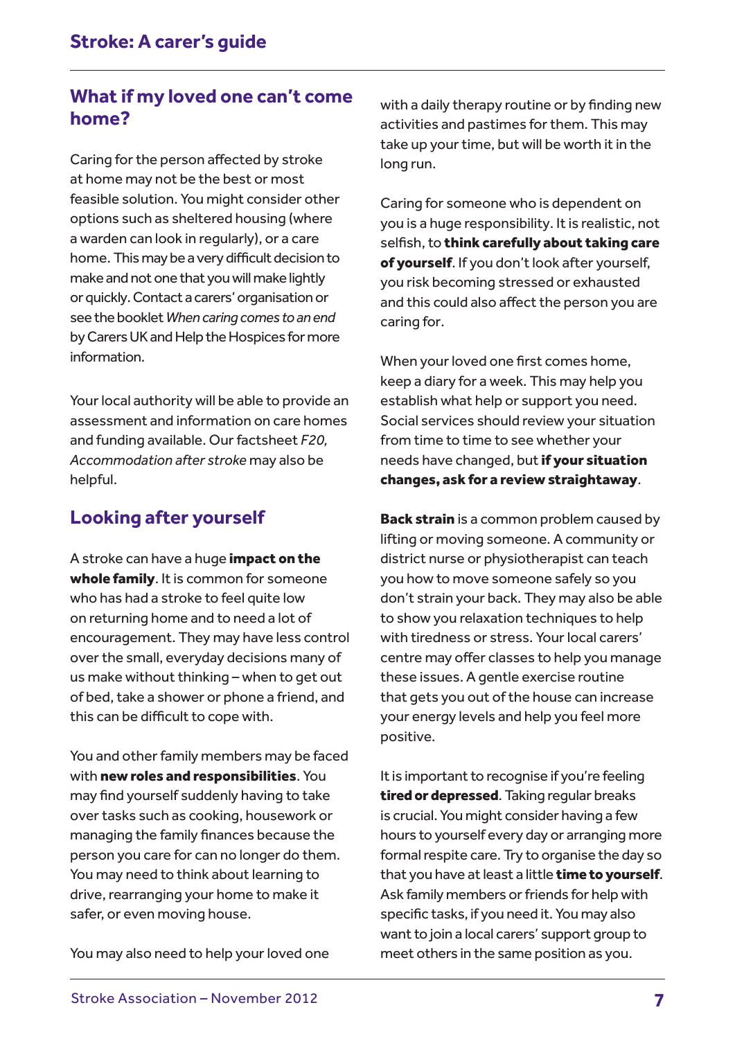## What if my loved one can't come home?

Caring for the person affected by stroke at home may not be the best or most feasible solution. You might consider other options such as sheltered housing (where a warden can look in regularly), or a care home. This may be a very difficult decision to make and not one that you will make lightly or quickly. Contact a carers' organisation or see the booklet *When caring comes to an end* by Carers UK and Help the Hospices for more information.

Your local authority will be able to provide an assessment and information on care homes and funding available. Our factsheet *F20, Accommodation after stroke* may also be helpful.

## Looking after yourself

A stroke can have a huge **impact on the whole family**. It is common for someone who has had a stroke to feel quite low on returning home and to need a lot of encouragement. They may have less control over the small, everyday decisions many of us make without thinking – when to get out of bed, take a shower or phone a friend, and this can be difficult to cope with.

You and other family members may be faced with **new roles and responsibilities**. You may find yourself suddenly having to take over tasks such as cooking, housework or managing the family finances because the person you care for can no longer do them. You may need to think about learning to drive, rearranging your home to make it safer, or even moving house.

You may also need to help your loved one with a daily therapy routine or by finding new activities and pastimes for them. This may take up your time, but will be worth it in the long run.

Caring for someone who is dependent on you is a huge responsibility. It is realistic, not selfish, to **think carefully about taking care of yourself**. If you don't look after yourself, you risk becoming stressed or exhausted and this could also affect the person you are caring for.

When your loved one first comes home, keep a diary for a week. This may help you establish what help or support you need. Social services should review your situation from time to time to see whether your needs have changed, but **if your situation changes, ask for a review straightaway**.

**Back strain** is a common problem caused by lifting or moving someone. A community or district nurse or physiotherapist can teach you how to move someone safely so you don't strain your back. They may also be able to show you relaxation techniques to help with tiredness or stress. Your local carers' centre may offer classes to help you manage these issues. A gentle exercise routine that gets you out of the house can increase your energy levels and help you feel more positive.

It is important to recognise if you're feeling **tired or depressed**. Taking regular breaks is crucial. You might consider having a few hours to yourself every day or arranging more formal respite care. Try to organise the day so that you have at least a little **time to yourself**. Ask family members or friends for help with specific tasks, if you need it. You may also want to join a local carers' support group to meet others in the same position as you.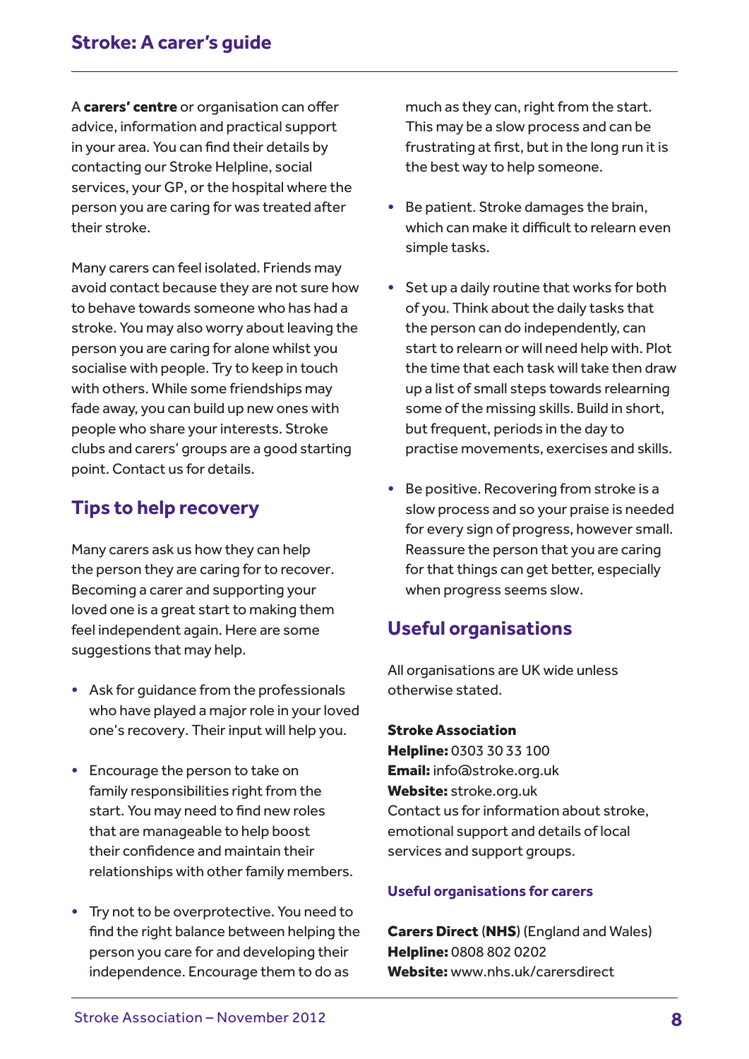A **carers' centre** or organisation can offer advice, information and practical support in your area. You can find their details by contacting our Stroke Helpline, social services, your GP, or the hospital where the person you are caring for was treated after their stroke.

Many carers can feel isolated. Friends may avoid contact because they are not sure how to behave towards someone who has had a stroke. You may also worry about leaving the person you are caring for alone whilst you socialise with people. Try to keep in touch with others. While some friendships may fade away, you can build up new ones with people who share your interests. Stroke clubs and carers' groups are a good starting point. Contact us for details.

## Tips to help recovery

Many carers ask us how they can help the person they are caring for to recover. Becoming a carer and supporting your loved one is a great start to making them feel independent again. Here are some suggestions that may help.

- Ask for guidance from the professionals who have played a major role in your loved one's recovery. Their input will help you.
- Encourage the person to take on family responsibilities right from the start. You may need to find new roles that are manageable to help boost their confidence and maintain their relationships with other family members.
- Try not to be overprotective. You need to find the right balance between helping the person you care for and developing their independence. Encourage them to do as much as they can, right from the start. This may be a slow process and can be frustrating at first, but in the long run it is the best way to help someone.
- Be patient. Stroke damages the brain, which can make it difficult to relearn even simple tasks.
- Set up a daily routine that works for both of you. Think about the daily tasks that the person can do independently, can start to relearn or will need help with. Plot the time that each task will take then draw up a list of small steps towards relearning some of the missing skills. Build in short, but frequent, periods in the day to practise movements, exercises and skills.
- Be positive. Recovering from stroke is a slow process and so your praise is needed for every sign of progress, however small. Reassure the person that you are caring for that things can get better, especially when progress seems slow.

## Useful organisations

All organisations are UK wide unless otherwise stated.

**Stroke Association**
**Helpline:** 0303 30 33 100
**Email:** info@stroke.org.uk
**Website:** stroke.org.uk
Contact us for information about stroke, emotional support and details of local services and support groups.

### Useful organisations for carers

**Carers Direct** (**NHS**) (England and Wales)
**Helpline:** 0808 802 0202
**Website:** www.nhs.uk/carersdirect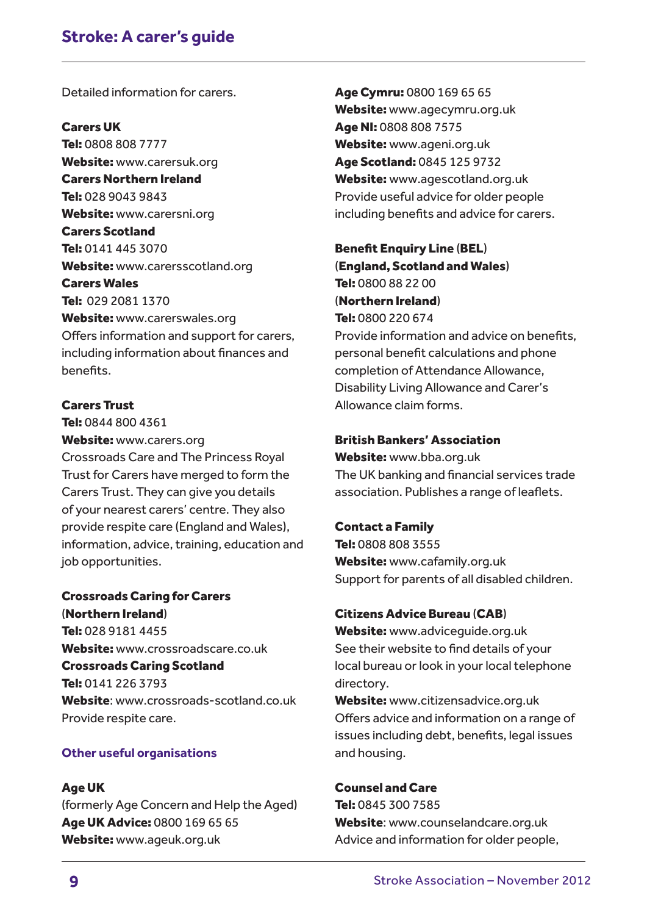Detailed information for carers.

**Carers UK**
**Tel:** 0808 808 7777
**Website:** www.carersuk.org
**Carers Northern Ireland**
**Tel:** 028 9043 9843
**Website:** www.carersni.org
**Carers Scotland**
**Tel:** 0141 445 3070
**Website:** www.carersscotland.org
**Carers Wales**
**Tel:** 029 2081 1370
**Website:** www.carerswales.org
Offers information and support for carers, including information about finances and benefits.

**Carers Trust**
**Tel:** 0844 800 4361
**Website:** www.carers.org
Crossroads Care and The Princess Royal Trust for Carers have merged to form the Carers Trust. They can give you details of your nearest carers' centre. They also provide respite care (England and Wales), information, advice, training, education and job opportunities.

**Crossroads Caring for Carers (Northern Ireland)**
**Tel:** 028 9181 4455
**Website:** www.crossroadscare.co.uk
**Crossroads Caring Scotland**
**Tel:** 0141 226 3793
**Website**: www.crossroads-scotland.co.uk
Provide respite care.

## Other useful organisations

**Age UK**
(formerly Age Concern and Help the Aged)
**Age UK Advice:** 0800 169 65 65
**Website:** www.ageuk.org.uk
**Age Cymru:** 0800 169 65 65
**Website:** www.agecymru.org.uk
**Age NI:** 0808 808 7575
**Website:** www.ageni.org.uk
**Age Scotland:** 0845 125 9732
**Website:** www.agescotland.org.uk
Provide useful advice for older people including benefits and advice for carers.

**Benefit Enquiry Line (BEL) (England, Scotland and Wales)**
**Tel:** 0800 88 22 00
**(Northern Ireland)**
**Tel:** 0800 220 674
Provide information and advice on benefits, personal benefit calculations and phone completion of Attendance Allowance, Disability Living Allowance and Carer's Allowance claim forms.

**British Bankers' Association**
**Website:** www.bba.org.uk
The UK banking and financial services trade association. Publishes a range of leaflets.

**Contact a Family**
**Tel:** 0808 808 3555
**Website:** www.cafamily.org.uk
Support for parents of all disabled children.

**Citizens Advice Bureau (CAB)**
**Website:** www.adviceguide.org.uk
See their website to find details of your local bureau or look in your local telephone directory.
**Website:** www.citizensadvice.org.uk
Offers advice and information on a range of issues including debt, benefits, legal issues and housing.

**Counsel and Care**
**Tel:** 0845 300 7585
**Website**: www.counselandcare.org.uk
Advice and information for older people,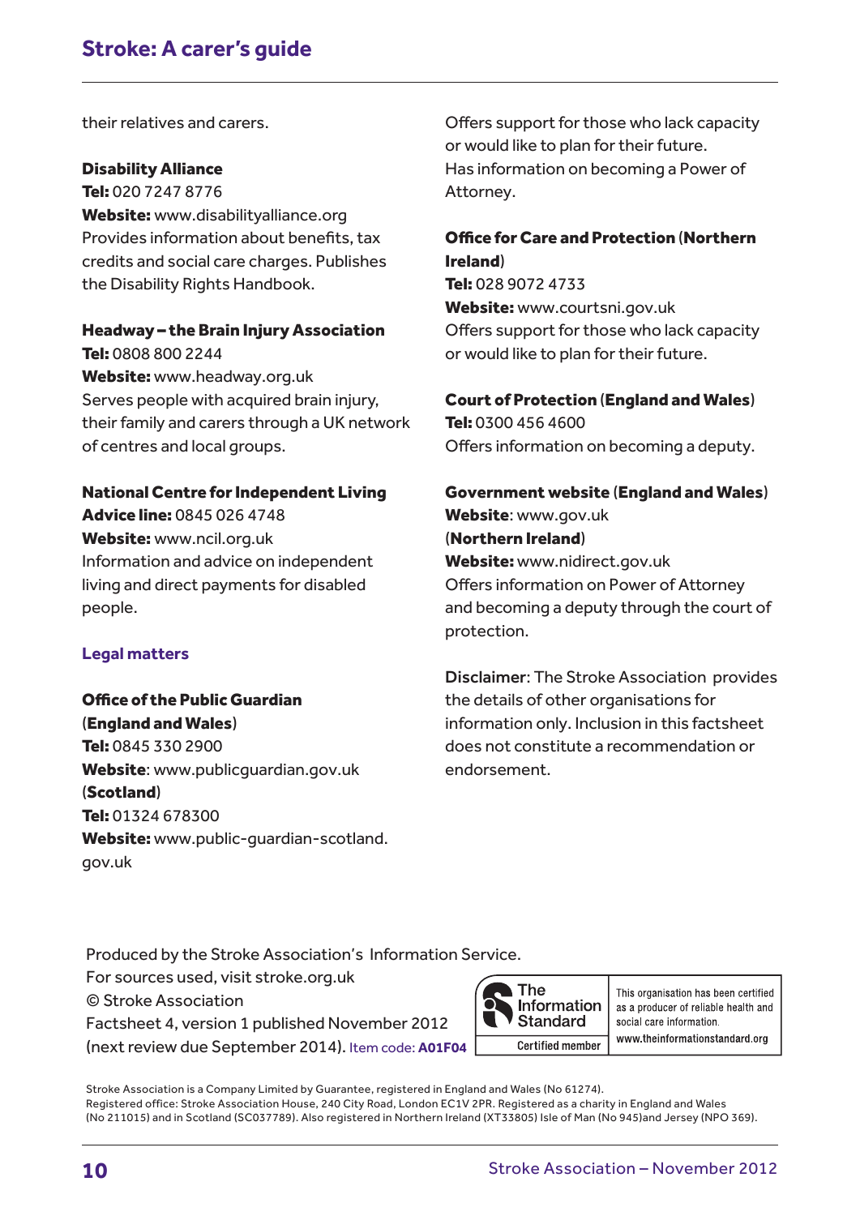their relatives and carers.

**Disability Alliance**
**Tel:** 020 7247 8776
**Website:** www.disabilityalliance.org
Provides information about benefits, tax credits and social care charges. Publishes the Disability Rights Handbook.

**Headway – the Brain Injury Association**
**Tel:** 0808 800 2244
**Website:** www.headway.org.uk
Serves people with acquired brain injury, their family and carers through a UK network of centres and local groups.

**National Centre for Independent Living**
**Advice line:** 0845 026 4748
**Website:** www.ncil.org.uk
Information and advice on independent living and direct payments for disabled people.

### Legal matters

**Office of the Public Guardian (England and Wales)**
**Tel:** 0845 330 2900
**Website**: www.publicguardian.gov.uk
**(Scotland)**
**Tel:** 01324 678300
**Website:** www.public-guardian-scotland.gov.uk
Offers support for those who lack capacity or would like to plan for their future.
Has information on becoming a Power of Attorney.

**Office for Care and Protection (Northern Ireland)**
**Tel:** 028 9072 4733
**Website:** www.courtsni.gov.uk
Offers support for those who lack capacity or would like to plan for their future.

**Court of Protection (England and Wales)**
**Tel:** 0300 456 4600
Offers information on becoming a deputy.

**Government website (England and Wales)**
**Website**: www.gov.uk
**(Northern Ireland)**
**Website:** www.nidirect.gov.uk
Offers information on Power of Attorney and becoming a deputy through the court of protection.

**Disclaimer**: The Stroke Association provides the details of other organisations for information only. Inclusion in this factsheet does not constitute a recommendation or endorsement.

Produced by the Stroke Association's Information Service.
For sources used, visit stroke.org.uk
© Stroke Association
Factsheet 4, version 1 published November 2012
(next review due September 2014). Item code: **A01F04**

The Information Standard
Certified member
This organisation has been certified as a producer of reliable health and social care information.
www.theinformationstandard.org

Stroke Association is a Company Limited by Guarantee, registered in England and Wales (No 61274).
Registered office: Stroke Association House, 240 City Road, London EC1V 2PR. Registered as a charity in England and Wales (No 211015) and in Scotland (SC037789). Also registered in Northern Ireland (XT33805) Isle of Man (No 945)and Jersey (NPO 369).